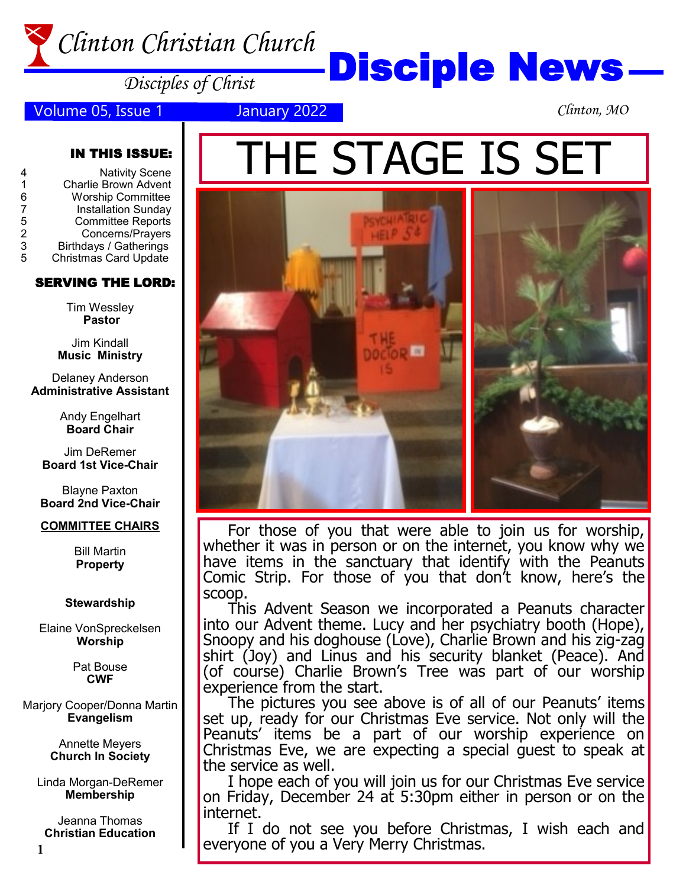# Clinton Christian Church

*Disciples of Christ*

# Disciple News

Volume 05, Issue 1 January 2022

*Clinton, MO*

**IN THIS ISSUE:**

| | |
|---|---|
| 4 | Nativity Scene |
| 1 | Charlie Brown Advent |
| 6 | Worship Committee |
| 7 | Installation Sunday |
| 5 | Committee Reports |
| 2 | Concerns/Prayers |
| 3 | Birthdays / Gatherings |
| 5 | Christmas Card Update |

**SERVING THE LORD:**

Tim Wessley
**Pastor**

Jim Kindall
**Music Ministry**

Delaney Anderson
**Administrative Assistant**

Andy Engelhart
**Board Chair**

Jim DeRemer
**Board 1st Vice-Chair**

Blayne Paxton
**Board 2nd Vice-Chair**

**COMMITTEE CHAIRS**

Bill Martin
**Property**

**Stewardship**

Elaine VonSpreckelsen
**Worship**

Pat Bouse
**CWF**

Marjory Cooper/Donna Martin
**Evangelism**

Annette Meyers
**Church In Society**

Linda Morgan-DeRemer
**Membership**

Jeanna Thomas
**Christian Education**

## THE STAGE IS SET

For those of you that were able to join us for worship, whether it was in person or on the internet, you know why we have items in the sanctuary that identify with the Peanuts Comic Strip. For those of you that don't know, here's the scoop.

This Advent Season we incorporated a Peanuts character into our Advent theme. Lucy and her psychiatry booth (Hope), Snoopy and his doghouse (Love), Charlie Brown and his zig-zag shirt (Joy) and Linus and his security blanket (Peace). And (of course) Charlie Brown's Tree was part of our worship experience from the start.

The pictures you see above is of all of our Peanuts' items set up, ready for our Christmas Eve service. Not only will the Peanuts' items be a part of our worship experience on Christmas Eve, we are expecting a special guest to speak at the service as well.

I hope each of you will join us for our Christmas Eve service on Friday, December 24 at 5:30pm either in person or on the internet.

If I do not see you before Christmas, I wish each and everyone of you a Very Merry Christmas.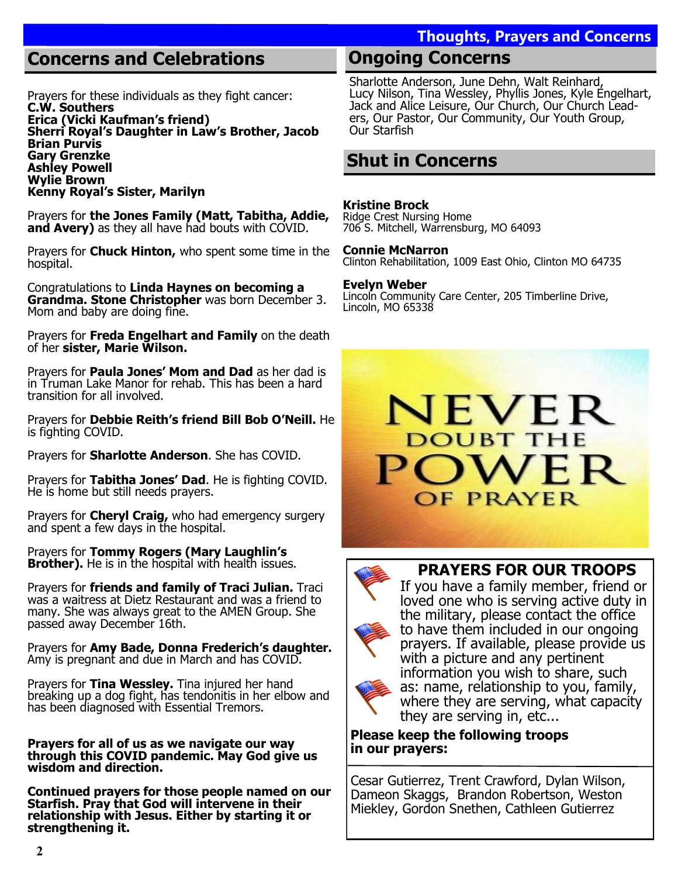# Thoughts, Prayers and Concerns

## Concerns and Celebrations

Prayers for these individuals as they fight cancer:
**C.W. Southers**
**Erica (Vicki Kaufman's friend)**
**Sherri Royal's Daughter in Law's Brother, Jacob**
**Brian Purvis**
**Gary Grenzke**
**Ashley Powell**
**Wylie Brown**
**Kenny Royal's Sister, Marilyn**

Prayers for **the Jones Family (Matt, Tabitha, Addie, and Avery)** as they all have had bouts with COVID.

Prayers for **Chuck Hinton,** who spent some time in the hospital.

Congratulations to **Linda Haynes on becoming a Grandma. Stone Christopher** was born December 3. Mom and baby are doing fine.

Prayers for **Freda Engelhart and Family** on the death of her **sister, Marie Wilson.**

Prayers for **Paula Jones' Mom and Dad** as her dad is in Truman Lake Manor for rehab. This has been a hard transition for all involved.

Prayers for **Debbie Reith's friend Bill Bob O'Neill.** He is fighting COVID.

Prayers for **Sharlotte Anderson**. She has COVID.

Prayers for **Tabitha Jones' Dad**. He is fighting COVID. He is home but still needs prayers.

Prayers for **Cheryl Craig,** who had emergency surgery and spent a few days in the hospital.

Prayers for **Tommy Rogers (Mary Laughlin's Brother).** He is in the hospital with health issues.

Prayers for **friends and family of Traci Julian.** Traci was a waitress at Dietz Restaurant and was a friend to many. She was always great to the AMEN Group. She passed away December 16th.

Prayers for **Amy Bade, Donna Frederich's daughter.** Amy is pregnant and due in March and has COVID.

Prayers for **Tina Wessley.** Tina injured her hand breaking up a dog fight, has tendonitis in her elbow and has been diagnosed with Essential Tremors.

**Prayers for all of us as we navigate our way through this COVID pandemic. May God give us wisdom and direction.**

**Continued prayers for those people named on our Starfish. Pray that God will intervene in their relationship with Jesus. Either by starting it or strengthening it.**

## Ongoing Concerns

Sharlotte Anderson, June Dehn, Walt Reinhard, Lucy Nilson, Tina Wessley, Phyllis Jones, Kyle Engelhart, Jack and Alice Leisure, Our Church, Our Church Leaders, Our Pastor, Our Community, Our Youth Group, Our Starfish

## Shut in Concerns

**Kristine Brock**
Ridge Crest Nursing Home
706 S. Mitchell, Warrensburg, MO 64093

**Connie McNarron**
Clinton Rehabilitation, 1009 East Ohio, Clinton MO 64735

**Evelyn Weber**
Lincoln Community Care Center, 205 Timberline Drive, Lincoln, MO 65338

NEVER DOUBT THE POWER OF PRAYER

### PRAYERS FOR OUR TROOPS

If you have a family member, friend or loved one who is serving active duty in the military, please contact the office to have them included in our ongoing prayers. If available, please provide us with a picture and any pertinent information you wish to share, such as: name, relationship to you, family, where they are serving, what capacity they are serving in, etc...

**Please keep the following troops in our prayers:**

Cesar Gutierrez, Trent Crawford, Dylan Wilson, Dameon Skaggs, Brandon Robertson, Weston Miekley, Gordon Snethen, Cathleen Gutierrez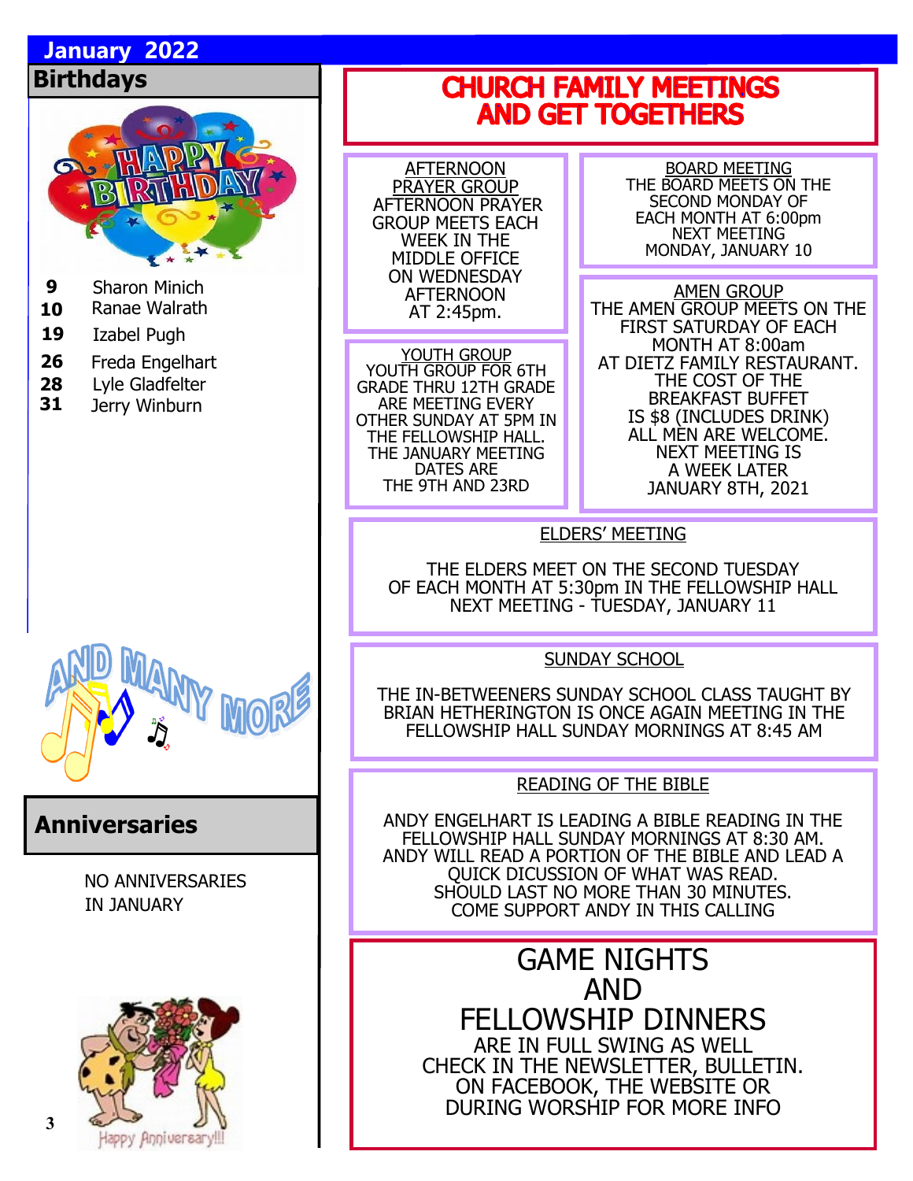## January 2022

### Birthdays

- **9** Sharon Minich
- **10** Ranae Walrath
- **19** Izabel Pugh
- **26** Freda Engelhart
- **28** Lyle Gladfelter
- **31** Jerry Winburn

### Anniversaries

NO ANNIVERSARIES IN JANUARY

## CHURCH FAMILY MEETINGS AND GET TOGETHERS

**AFTERNOON PRAYER GROUP**

AFTERNOON PRAYER GROUP MEETS EACH WEEK IN THE MIDDLE OFFICE ON WEDNESDAY AFTERNOON AT 2:45pm.

**BOARD MEETING**

THE BOARD MEETS ON THE SECOND MONDAY OF EACH MONTH AT 6:00pm
NEXT MEETING MONDAY, JANUARY 10

**YOUTH GROUP**

YOUTH GROUP FOR 6TH GRADE THRU 12TH GRADE ARE MEETING EVERY OTHER SUNDAY AT 5PM IN THE FELLOWSHIP HALL. THE JANUARY MEETING DATES ARE THE 9TH AND 23RD

**AMEN GROUP**

THE AMEN GROUP MEETS ON THE FIRST SATURDAY OF EACH MONTH AT 8:00am AT DIETZ FAMILY RESTAURANT. THE COST OF THE BREAKFAST BUFFET IS $8 (INCLUDES DRINK) ALL MEN ARE WELCOME.
NEXT MEETING IS A WEEK LATER JANUARY 8TH, 2021

**ELDERS' MEETING**

THE ELDERS MEET ON THE SECOND TUESDAY OF EACH MONTH AT 5:30pm IN THE FELLOWSHIP HALL
NEXT MEETING - TUESDAY, JANUARY 11

**SUNDAY SCHOOL**

THE IN-BETWEENERS SUNDAY SCHOOL CLASS TAUGHT BY BRIAN HETHERINGTON IS ONCE AGAIN MEETING IN THE FELLOWSHIP HALL SUNDAY MORNINGS AT 8:45 AM

**READING OF THE BIBLE**

ANDY ENGELHART IS LEADING A BIBLE READING IN THE FELLOWSHIP HALL SUNDAY MORNINGS AT 8:30 AM. ANDY WILL READ A PORTION OF THE BIBLE AND LEAD A QUICK DICUSSION OF WHAT WAS READ. SHOULD LAST NO MORE THAN 30 MINUTES. COME SUPPORT ANDY IN THIS CALLING

## GAME NIGHTS AND FELLOWSHIP DINNERS

ARE IN FULL SWING AS WELL
CHECK IN THE NEWSLETTER, BULLETIN. ON FACEBOOK, THE WEBSITE OR DURING WORSHIP FOR MORE INFO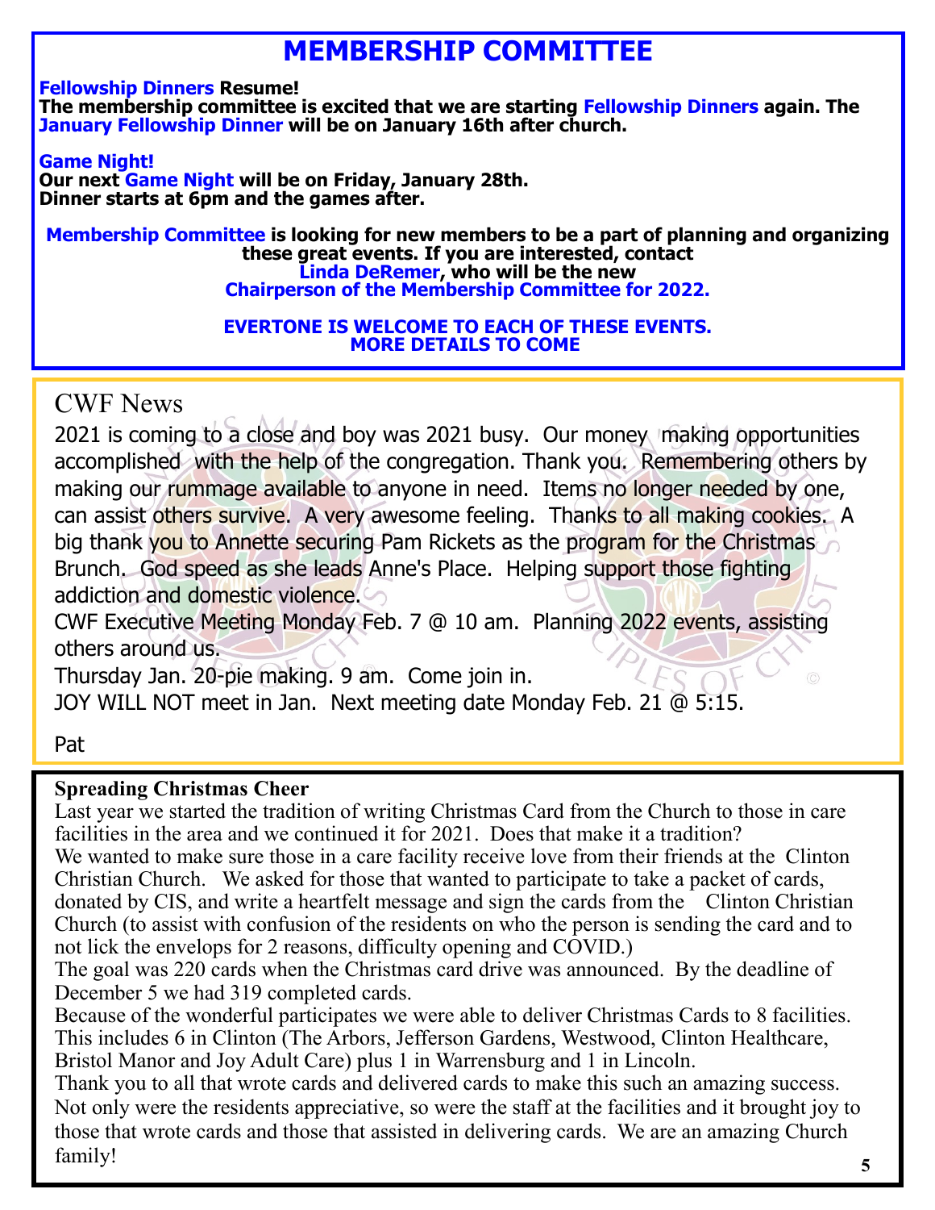# MEMBERSHIP COMMITTEE

**Fellowship Dinners Resume!**
**The membership committee is excited that we are starting Fellowship Dinners again. The January Fellowship Dinner will be on January 16th after church.**

**Game Night!**
**Our next Game Night will be on Friday, January 28th.**
**Dinner starts at 6pm and the games after.**

**Membership Committee is looking for new members to be a part of planning and organizing these great events. If you are interested, contact Linda DeRemer, who will be the new Chairperson of the Membership Committee for 2022.**

**EVERTONE IS WELCOME TO EACH OF THESE EVENTS.**
**MORE DETAILS TO COME**

## CWF News

2021 is coming to a close and boy was 2021 busy. Our money making opportunities accomplished with the help of the congregation. Thank you. Remembering others by making our rummage available to anyone in need. Items no longer needed by one, can assist others survive. A very awesome feeling. Thanks to all making cookies. A big thank you to Annette securing Pam Rickets as the program for the Christmas Brunch. God speed as she leads Anne's Place. Helping support those fighting addiction and domestic violence.

CWF Executive Meeting Monday Feb. 7 @ 10 am. Planning 2022 events, assisting others around us.

Thursday Jan. 20-pie making. 9 am. Come join in.

JOY WILL NOT meet in Jan. Next meeting date Monday Feb. 21 @ 5:15.

Pat

**Spreading Christmas Cheer**

Last year we started the tradition of writing Christmas Card from the Church to those in care facilities in the area and we continued it for 2021. Does that make it a tradition?

We wanted to make sure those in a care facility receive love from their friends at the Clinton Christian Church. We asked for those that wanted to participate to take a packet of cards, donated by CIS, and write a heartfelt message and sign the cards from the Clinton Christian Church (to assist with confusion of the residents on who the person is sending the card and to not lick the envelops for 2 reasons, difficulty opening and COVID.)

The goal was 220 cards when the Christmas card drive was announced. By the deadline of December 5 we had 319 completed cards.

Because of the wonderful participates we were able to deliver Christmas Cards to 8 facilities. This includes 6 in Clinton (The Arbors, Jefferson Gardens, Westwood, Clinton Healthcare, Bristol Manor and Joy Adult Care) plus 1 in Warrensburg and 1 in Lincoln.

Thank you to all that wrote cards and delivered cards to make this such an amazing success. Not only were the residents appreciative, so were the staff at the facilities and it brought joy to those that wrote cards and those that assisted in delivering cards. We are an amazing Church family!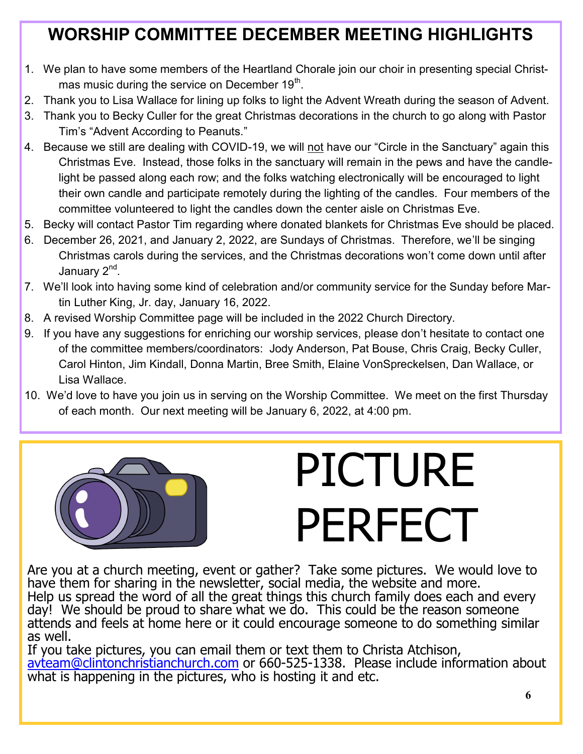## WORSHIP COMMITTEE DECEMBER MEETING HIGHLIGHTS

1. We plan to have some members of the Heartland Chorale join our choir in presenting special Christmas music during the service on December 19th.
2. Thank you to Lisa Wallace for lining up folks to light the Advent Wreath during the season of Advent.
3. Thank you to Becky Culler for the great Christmas decorations in the church to go along with Pastor Tim's "Advent According to Peanuts."
4. Because we still are dealing with COVID-19, we will not have our "Circle in the Sanctuary" again this Christmas Eve. Instead, those folks in the sanctuary will remain in the pews and have the candlelight be passed along each row; and the folks watching electronically will be encouraged to light their own candle and participate remotely during the lighting of the candles. Four members of the committee volunteered to light the candles down the center aisle on Christmas Eve.
5. Becky will contact Pastor Tim regarding where donated blankets for Christmas Eve should be placed.
6. December 26, 2021, and January 2, 2022, are Sundays of Christmas. Therefore, we'll be singing Christmas carols during the services, and the Christmas decorations won't come down until after January 2nd.
7. We'll look into having some kind of celebration and/or community service for the Sunday before Martin Luther King, Jr. day, January 16, 2022.
8. A revised Worship Committee page will be included in the 2022 Church Directory.
9. If you have any suggestions for enriching our worship services, please don't hesitate to contact one of the committee members/coordinators: Jody Anderson, Pat Bouse, Chris Craig, Becky Culler, Carol Hinton, Jim Kindall, Donna Martin, Bree Smith, Elaine VonSpreckelsen, Dan Wallace, or Lisa Wallace.
10. We'd love to have you join us in serving on the Worship Committee. We meet on the first Thursday of each month. Our next meeting will be January 6, 2022, at 4:00 pm.

# PICTURE PERFECT

Are you at a church meeting, event or gather? Take some pictures. We would love to have them for sharing in the newsletter, social media, the website and more. Help us spread the word of all the great things this church family does each and every day! We should be proud to share what we do. This could be the reason someone attends and feels at home here or it could encourage someone to do something similar as well.

If you take pictures, you can email them or text them to Christa Atchison, avteam@clintonchristianchurch.com or 660-525-1338. Please include information about what is happening in the pictures, who is hosting it and etc.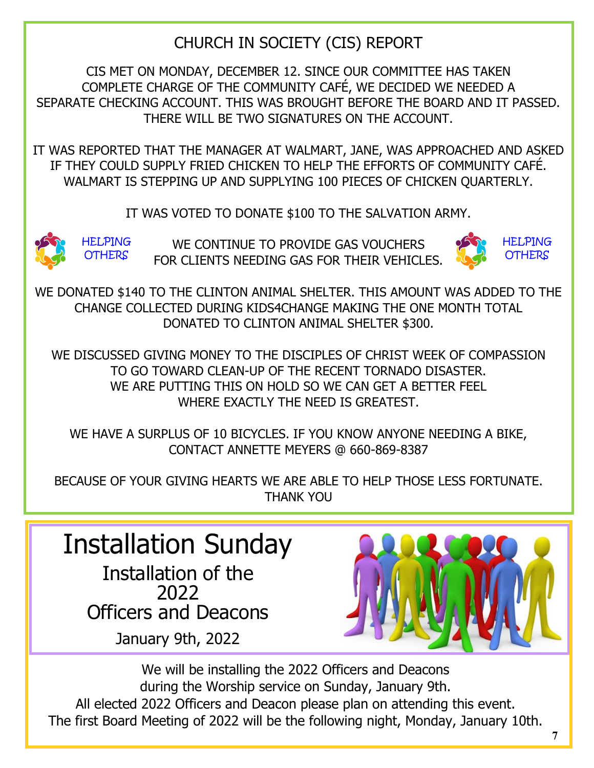## CHURCH IN SOCIETY (CIS) REPORT

CIS MET ON MONDAY, DECEMBER 12. SINCE OUR COMMITTEE HAS TAKEN COMPLETE CHARGE OF THE COMMUNITY CAFÉ, WE DECIDED WE NEEDED A SEPARATE CHECKING ACCOUNT. THIS WAS BROUGHT BEFORE THE BOARD AND IT PASSED. THERE WILL BE TWO SIGNATURES ON THE ACCOUNT.

IT WAS REPORTED THAT THE MANAGER AT WALMART, JANE, WAS APPROACHED AND ASKED IF THEY COULD SUPPLY FRIED CHICKEN TO HELP THE EFFORTS OF COMMUNITY CAFÉ. WALMART IS STEPPING UP AND SUPPLYING 100 PIECES OF CHICKEN QUARTERLY.

IT WAS VOTED TO DONATE $100 TO THE SALVATION ARMY.

HELPING OTHERS

WE CONTINUE TO PROVIDE GAS VOUCHERS FOR CLIENTS NEEDING GAS FOR THEIR VEHICLES.

HELPING OTHERS

WE DONATED $140 TO THE CLINTON ANIMAL SHELTER. THIS AMOUNT WAS ADDED TO THE CHANGE COLLECTED DURING KIDS4CHANGE MAKING THE ONE MONTH TOTAL DONATED TO CLINTON ANIMAL SHELTER $300.

WE DISCUSSED GIVING MONEY TO THE DISCIPLES OF CHRIST WEEK OF COMPASSION TO GO TOWARD CLEAN-UP OF THE RECENT TORNADO DISASTER. WE ARE PUTTING THIS ON HOLD SO WE CAN GET A BETTER FEEL WHERE EXACTLY THE NEED IS GREATEST.

WE HAVE A SURPLUS OF 10 BICYCLES. IF YOU KNOW ANYONE NEEDING A BIKE, CONTACT ANNETTE MEYERS @ 660-869-8387

BECAUSE OF YOUR GIVING HEARTS WE ARE ABLE TO HELP THOSE LESS FORTUNATE. THANK YOU

# Installation Sunday

Installation of the 2022 Officers and Deacons

January 9th, 2022

We will be installing the 2022 Officers and Deacons during the Worship service on Sunday, January 9th.
All elected 2022 Officers and Deacon please plan on attending this event.
The first Board Meeting of 2022 will be the following night, Monday, January 10th.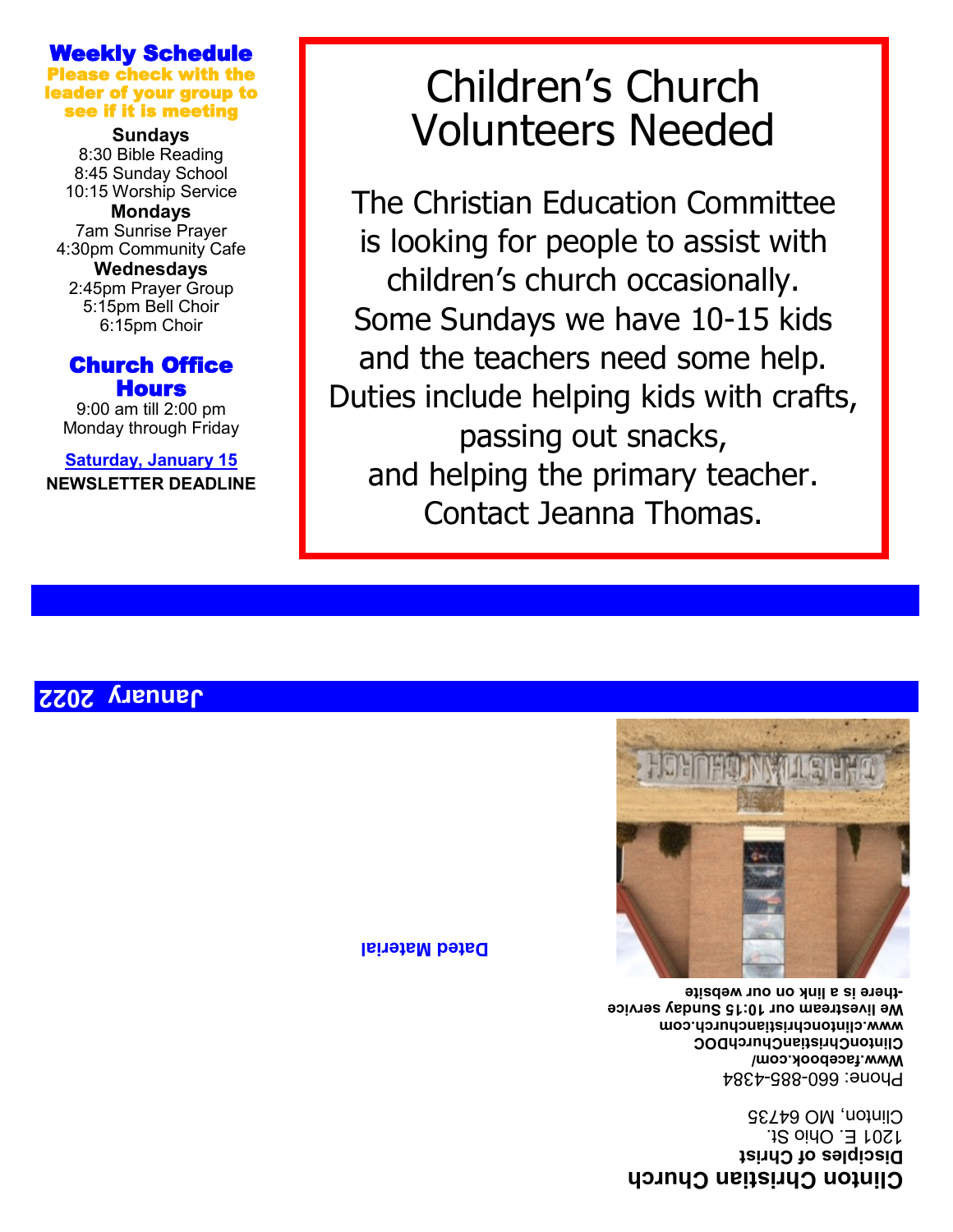## Weekly Schedule

**Please check with the leader of your group to see if it is meeting**

**Sundays**
8:30 Bible Reading
8:45 Sunday School
10:15 Worship Service

**Mondays**
7am Sunrise Prayer
4:30pm Community Cafe

**Wednesdays**
2:45pm Prayer Group
5:15pm Bell Choir
6:15pm Choir

## Church Office Hours

9:00 am till 2:00 pm
Monday through Friday

**Saturday, January 15**
**NEWSLETTER DEADLINE**

# Children's Church Volunteers Needed

The Christian Education Committee is looking for people to assist with children's church occasionally. Some Sundays we have 10-15 kids and the teachers need some help. Duties include helping kids with crafts, passing out snacks, and helping the primary teacher. Contact Jeanna Thomas.

**January 2022**

**Clinton Christian Church**
**Disciples of Christ**
1201 E. Ohio St.
Clinton, MO 64735

Phone: 660-885-4384
**Www.facebook.com/ClintonChristianChurchDOC**
**www.clintonchristianchurch.com**
**We livestream our 10:15 Sunday service -there is a link on our website**

**Dated Material**